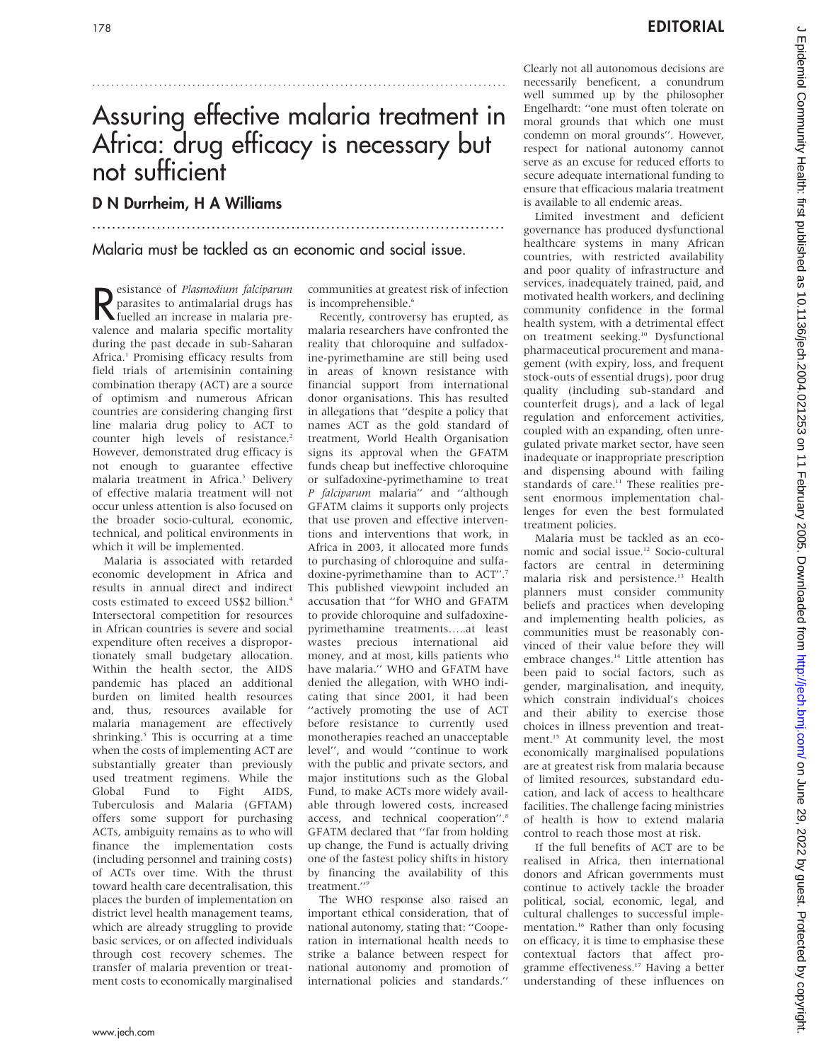# Assuring effective malaria treatment in Africa: drug efficacy is necessary but not sufficient

## D N Durrheim, H A Williams

Malaria must be tackled as an economic and social issue.

Resistance of *Plasmodium falciparum* parasites to antimalarial drugs has fuelled an increase in malaria prevalence and malaria specific mortality during the past decade in sub-Saharan Africa.[1] Promising efficacy results from field trials of artemisinin containing combination therapy (ACT) are a source of optimism and numerous African countries are considering changing first line malaria drug policy to ACT to counter high levels of resistance.[2] However, demonstrated drug efficacy is not enough to guarantee effective malaria treatment in Africa.[3] Delivery of effective malaria treatment will not occur unless attention is also focused on the broader socio-cultural, economic, technical, and political environments in which it will be implemented.

Malaria is associated with retarded economic development in Africa and results in annual direct and indirect costs estimated to exceed US$2 billion.[4] Intersectoral competition for resources in African countries is severe and social expenditure often receives a disproportionately small budgetary allocation. Within the health sector, the AIDS pandemic has placed an additional burden on limited health resources and, thus, resources available for malaria management are effectively shrinking.[5] This is occurring at a time when the costs of implementing ACT are substantially greater than previously used treatment regimens. While the Global Fund to Fight AIDS, Tuberculosis and Malaria (GFTAM) offers some support for purchasing ACTs, ambiguity remains as to who will finance the implementation costs (including personnel and training costs) of ACTs over time. With the thrust toward health care decentralisation, this places the burden of implementation on district level health management teams, which are already struggling to provide basic services, or on affected individuals through cost recovery schemes. The transfer of malaria prevention or treatment costs to economically marginalised communities at greatest risk of infection is incomprehensible.[6]

Recently, controversy has erupted, as malaria researchers have confronted the reality that chloroquine and sulfadoxine-pyrimethamine are still being used in areas of known resistance with financial support from international donor organisations. This has resulted in allegations that "despite a policy that names ACT as the gold standard of treatment, World Health Organisation signs its approval when the GFATM funds cheap but ineffective chloroquine or sulfadoxine-pyrimethamine to treat *P falciparum* malaria" and "although GFATM claims it supports only projects that use proven and effective interventions and interventions that work, in Africa in 2003, it allocated more funds to purchasing of chloroquine and sulfadoxine-pyrimethamine than to ACT".[7] This published viewpoint included an accusation that "for WHO and GFATM to provide chloroquine and sulfadoxine-pyrimethamine treatments.....at least wastes precious international aid money, and at most, kills patients who have malaria." WHO and GFATM have denied the allegation, with WHO indicating that since 2001, it had been "actively promoting the use of ACT before resistance to currently used monotherapies reached an unacceptable level", and would "continue to work with the public and private sectors, and major institutions such as the Global Fund, to make ACTs more widely available through lowered costs, increased access, and technical cooperation".[8] GFATM declared that "far from holding up change, the Fund is actually driving one of the fastest policy shifts in history by financing the availability of this treatment."[9]

The WHO response also raised an important ethical consideration, that of national autonomy, stating that: "Cooperation in international health needs to strike a balance between respect for national autonomy and promotion of international policies and standards." Clearly not all autonomous decisions are necessarily beneficent, a conundrum well summed up by the philosopher Engelhardt: "one must often tolerate on moral grounds that which one must condemn on moral grounds". However, respect for national autonomy cannot serve as an excuse for reduced efforts to secure adequate international funding to ensure that efficacious malaria treatment is available to all endemic areas.

Limited investment and deficient governance has produced dysfunctional healthcare systems in many African countries, with restricted availability and poor quality of infrastructure and services, inadequately trained, paid, and motivated health workers, and declining community confidence in the formal health system, with a detrimental effect on treatment seeking.[10] Dysfunctional pharmaceutical procurement and management (with expiry, loss, and frequent stock-outs of essential drugs), poor drug quality (including sub-standard and counterfeit drugs), and a lack of legal regulation and enforcement activities, coupled with an expanding, often unregulated private market sector, have seen inadequate or inappropriate prescription and dispensing abound with failing standards of care.[11] These realities present enormous implementation challenges for even the best formulated treatment policies.

Malaria must be tackled as an economic and social issue.[12] Socio-cultural factors are central in determining malaria risk and persistence.[13] Health planners must consider community beliefs and practices when developing and implementing health policies, as communities must be reasonably convinced of their value before they will embrace changes.[14] Little attention has been paid to social factors, such as gender, marginalisation, and inequity, which constrain individual's choices and their ability to exercise those choices in illness prevention and treatment.[15] At community level, the most economically marginalised populations are at greatest risk from malaria because of limited resources, substandard education, and lack of access to healthcare facilities. The challenge facing ministries of health is how to extend malaria control to reach those most at risk.

If the full benefits of ACT are to be realised in Africa, then international donors and African governments must continue to actively tackle the broader political, social, economic, legal, and cultural challenges to successful implementation.[16] Rather than only focusing on efficacy, it is time to emphasise these contextual factors that affect programme effectiveness.[17] Having a better understanding of these influences on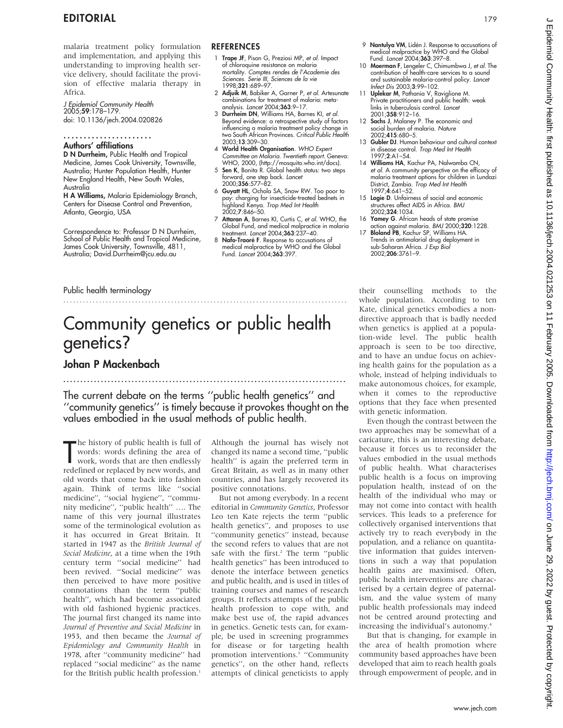malaria treatment policy formulation and implementation, and applying this understanding to improving health service delivery, should facilitate the provision of effective malaria therapy in Africa.

*J Epidemiol Community Health* 2005;**59**:178–179.
doi: 10.1136/jech.2004.020826

### Authors' affiliations

**D N Durrheim,** Public Health and Tropical Medicine, James Cook University, Townsville, Australia; Hunter Population Health, Hunter New England Health, New South Wales, Australia

**H A Williams,** Malaria Epidemiology Branch, Centers for Disease Control and Prevention, Atlanta, Georgia, USA

Correspondence to: Professor D N Durrheim, School of Public Health and Tropical Medicine, James Cook University, Townsville, 4811, Australia; David.Durrheim@jcu.edu.au

## REFERENCES

1. **Trape JF**, Pison G, Preziosi MP, *et al*. Impact of chloroquine resistance on malaria mortality. *Comptes rendes de l'Academie des Sciences. Serie III, Sciences de la vie* 1998;**321**:689–97.
2. **Adjuik M**, Babiker A, Garner P, *et al*. Artesunate combinations for treatment of malaria: meta-analysis. *Lancet* 2004;**363**:9–17.
3. **Durrheim DN**, Williams HA, Barnes KI, *et al*. Beyond evidence: a retrospective study of factors influencing a malaria treatment policy change in two South African Provinces. *Critical Public Health* 2003;**13**:309–30.
4. **World Health Organisation**. *WHO Expert Committee on Malaria. Twentieth report.* Geneva: WHO, 2000, (http://mosquito.who.int/docs).
5. **Sen K**, Bonita R. Global health status: two steps forward, one step back. *Lancet* 2000;**356**:577–82.
6. **Guyatt HL**, Ochola SA, Snow RW. Too poor to pay: charging for insecticide-treated bednets in highland Kenya. *Trop Med Int Health* 2002;**7**:846–50.
7. **Attaran A**, Barnes KI, Curtis C, *et al*. WHO, the Global Fund, and medical malpractice in malaria treatment. *Lancet* 2004;**363**:237–40.
8. **Nafo-Traoré F**. Response to accusations of medical malpractice by WHO and the Global Fund. *Lancet* 2004;**363**:397.
9. **Nantulya VM**, Lidén J. Response to accusations of medical malpractice by WHO and the Global Fund. *Lancet* 2004;**363**:397–8.
10. **Moerman F**, Lengeler C, Chimumbwa J, *et al*. The contribution of health-care services to a sound and sustainable malaria-control policy. *Lancet Infect Dis* 2003;**3**:99–102.
11. **Uplekar M**, Pathania V, Raviglione M. Private practitioners and public health: weak links in tuberculosis control. *Lancet* 2001;**358**:912–16.
12. **Sachs J**, Malaney P. The economic and social burden of malaria. *Nature* 2002;**415**:680–5.
13. **Gubler DJ**. Human behaviour and cultural context in disease control. *Trop Med Int Health* 1997;**2**:A1–54.
14. **Williams HA**, Kachur PA, Nalwamba CN, *et al*. A community perspective on the efficacy of malaria treatment options for children in Lundazi District, Zambia. *Trop Med Int Health* 1997;**4**:641–52.
15. **Logie D**. Unfairness of social and economic structures affect AIDS in Africa. *BMJ* 2002;**324**:1034.
16. **Yamey G**. African heads of state promise action against malaria. *BMJ* 2000;**320**:1228.
17. **Bloland PB**, Kachur SP, Williams HA. Trends in antimalarial drug deployment in sub-Saharan Africa. *J Exp Biol* 2002;**206**:3761–9.

Public health terminology

# Community genetics or public health genetics?

## Johan P Mackenbach

The current debate on the terms "public health genetics" and "community genetics" is timely because it provokes thought on the values embodied in the usual methods of public health.

The history of public health is full of words: words defining the area of work, words that are then endlessly redefined or replaced by new words, and old words that come back into fashion again. Think of terms like "social medicine", "social hygiene", "community medicine", "public health" …. The name of this very journal illustrates some of the terminological evolution as it has occurred in Great Britain. It started in 1947 as the *British Journal of Social Medicine*, at a time when the 19th century term "social medicine" had been revived. "Social medicine" was then perceived to have more positive connotations than the term "public health", which had become associated with old fashioned hygienic practices. The journal first changed its name into *Journal of Preventive and Social Medicine* in 1953, and then became the *Journal of Epidemiology and Community Health* in 1978, after "community medicine" had replaced "social medicine" as the name for the British public health profession.[1] Although the journal has wisely not changed its name a second time, "public health" is again the preferred term in Great Britain, as well as in many other countries, and has largely recovered its positive connotations.

But not among everybody. In a recent editorial in *Community Genetics*, Professor Leo ten Kate rejects the term "public health genetics", and proposes to use "community genetics" instead, because the second refers to values that are not safe with the first.[2] The term "public health genetics" has been introduced to denote the interface between genetics and public health, and is used in titles of training courses and names of research groups. It reflects attempts of the public health profession to cope with, and make best use of, the rapid advances in genetics. Genetic tests can, for example, be used in screening programmes for disease or for targeting health promotion interventions.[3] "Community genetics", on the other hand, reflects attempts of clinical geneticists to apply their counselling methods to the whole population. According to ten Kate, clinical genetics embodies a non-directive approach that is badly needed when genetics is applied at a population-wide level. The public health approach is seen to be too directive, and to have an undue focus on achieving health gains for the population as a whole, instead of helping individuals to make autonomous choices, for example, when it comes to the reproductive options that they face when presented with genetic information.

Even though the contrast between the two approaches may be somewhat of a caricature, this is an interesting debate, because it forces us to reconsider the values embodied in the usual methods of public health. What characterises public health is a focus on improving population health, instead of on the health of the individual who may or may not come into contact with health services. This leads to a preference for collectively organised interventions that actively try to reach everybody in the population, and a reliance on quantitative information that guides interventions in such a way that population health gains are maximised. Often, public health interventions are characterised by a certain degree of paternalism, and the value system of many public health professionals may indeed not be centred around protecting and increasing the individual's autonomy.[4]

But that is changing, for example in the area of health promotion where community based approaches have been developed that aim to reach health goals through empowerment of people, and in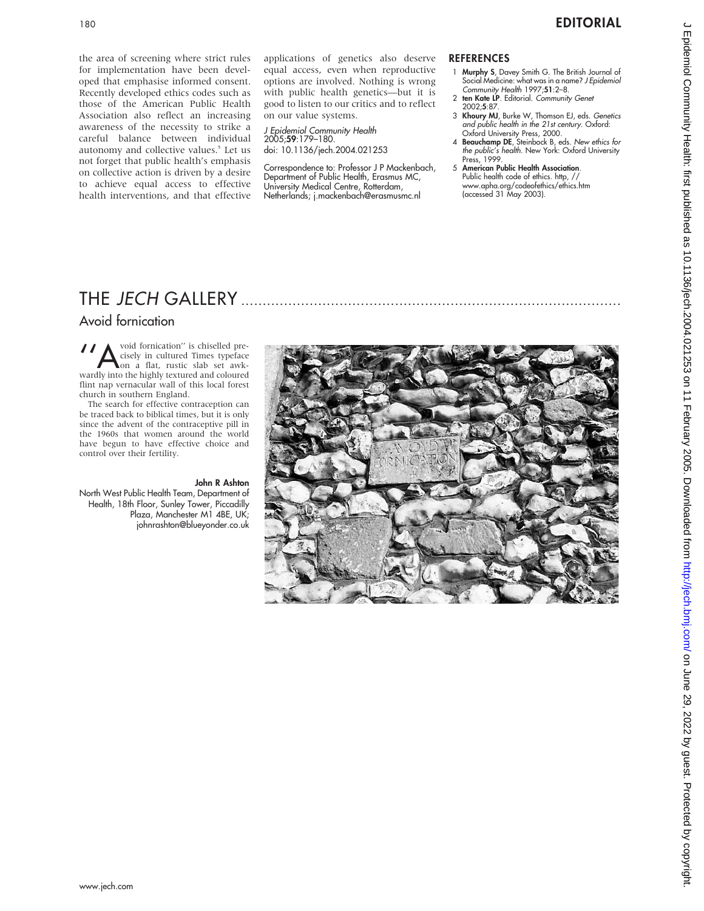the area of screening where strict rules for implementation have been developed that emphasise informed consent. Recently developed ethics codes such as those of the American Public Health Association also reflect an increasing awareness of the necessity to strike a careful balance between individual autonomy and collective values.[5] Let us not forget that public health's emphasis on collective action is driven by a desire to achieve equal access to effective health interventions, and that effective applications of genetics also deserve equal access, even when reproductive options are involved. Nothing is wrong with public health genetics—but it is good to listen to our critics and to reflect on our value systems.

*J Epidemiol Community Health* 2005;**59**:179–180.
doi: 10.1136/jech.2004.021253

Correspondence to: Professor J P Mackenbach, Department of Public Health, Erasmus MC, University Medical Centre, Rotterdam, Netherlands; j.mackenbach@erasmusmc.nl

## REFERENCES

1. **Murphy S**, Davey Smith G. The British Journal of Social Medicine: what was in a name? *J Epidemiol Community Health* 1997;**51**:2–8.
2. **ten Kate LP**. Editorial. *Community Genet* 2002;**5**:87.
3. **Khoury MJ**, Burke W, Thomson EJ, eds. *Genetics and public health in the 21st century*. Oxford: Oxford University Press, 2000.
4. **Beauchamp DE**, Steinbock B, eds. *New ethics for the public's health*. New York: Oxford University Press, 1999.
5. **American Public Health Association**. Public health code of ethics. http, // www.apha.org/codeofethics/ethics.htm (accessed 31 May 2003).

# THE *JECH* GALLERY

## Avoid fornication

"Avoid fornication" is chiselled precisely in cultured Times typeface on a flat, rustic slab set awkwardly into the highly textured and coloured flint nap vernacular wall of this local forest church in southern England.

The search for effective contraception can be traced back to biblical times, but it is only since the advent of the contraceptive pill in the 1960s that women around the world have begun to have effective choice and control over their fertility.

**John R Ashton**
North West Public Health Team, Department of Health, 18th Floor, Sunley Tower, Piccadilly Plaza, Manchester M1 4BE, UK; johnrashton@blueyonder.co.uk